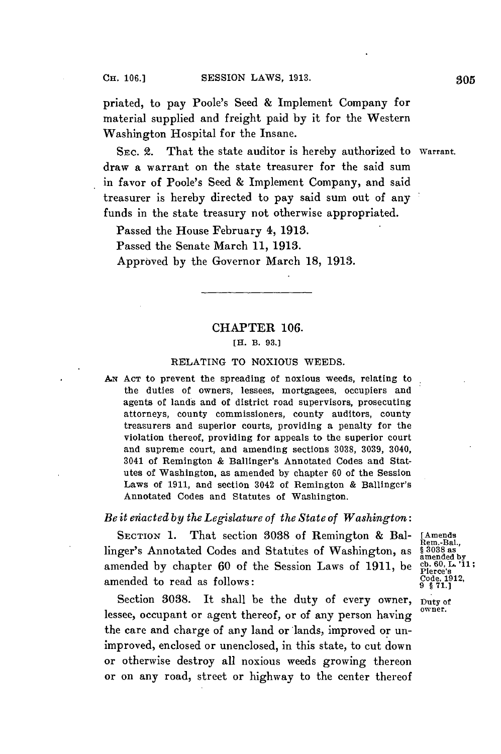priated, to pay Poole's Seed & Implement Company for material supplied and freight paid by it for the Western Washington Hospital for the Insane.

SEC. 2. That the state auditor is hereby authorized to draw a warrant on the state treasurer for the said sum in favor of Poole's Seed & Implement Company, and said treasurer is hereby directed to pay said sum out of any funds in the state treasury not otherwise appropriated.

Warrant.

Passed the House February 4, 1913.

Passed the Senate March 11, 1913.

Approved by the Governor March 18, 1913.

---

## CHAPTER 106.

[H. B. 93.]

### RELATING TO NOXIOUS WEEDS.

AN ACT to prevent the spreading of noxious weeds, relating to the duties of owners, lessees, mortgagees, occupiers and agents of lands and of district road supervisors, prosecuting attorneys, county commissioners, county auditors, county treasurers and superior courts, providing a penalty for the violation thereof, providing for appeals to the superior court and supreme court, and amending sections 3038, 3039, 3040, 3041 of Remington & Ballinger's Annotated Codes and Statutes of Washington, as amended by chapter 60 of the Session Laws of 1911, and section 3042 of Remington & Ballinger's Annotated Codes and Statutes of Washington.

*Be it enacted by the Legislature of the State of Washington:*

SECTION 1. That section 3038 of Remington & Ballinger's Annotated Codes and Statutes of Washington, as amended by chapter 60 of the Session Laws of 1911, be amended to read as follows:

[Amends Rem.-Bal., § 3038 as amended by ch. 60, L. '11; Pierce's Code, 1912, 9 § 71.]

Section 3038. It shall be the duty of every owner, lessee, occupant or agent thereof, or of any person having the care and charge of any land or lands, improved or unimproved, enclosed or unenclosed, in this state, to cut down or otherwise destroy all noxious weeds growing thereon or on any road, street or highway to the center thereof

Duty of owner.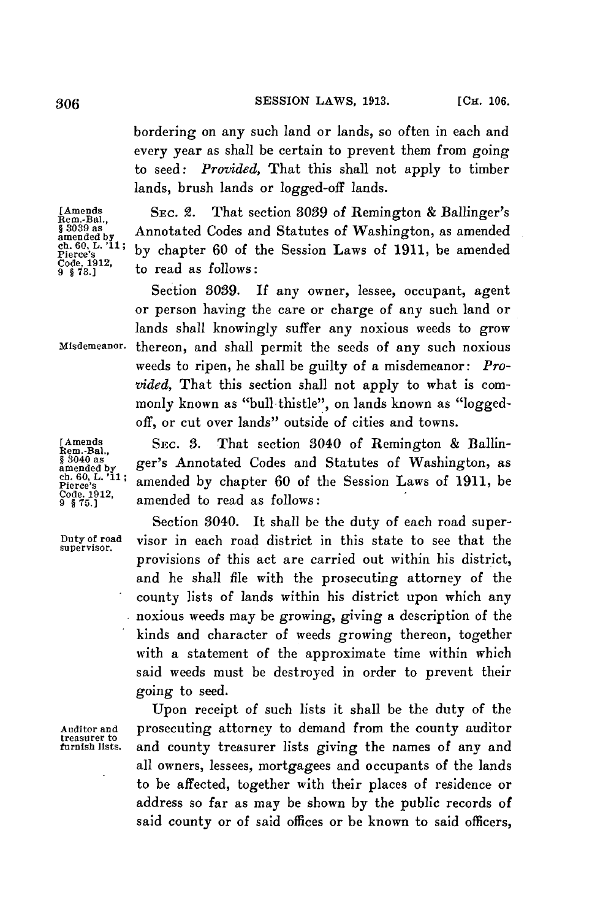bordering on any such land or lands, so often in each and every year as shall be certain to prevent them from going to seed: *Provided,* That this shall not apply to timber lands, brush lands or logged-off lands.

[Amends Rem.-Bal., § 3039 as amended by ch. 60, L. '11; Pierce's Code, 1912, 9 § 73.]

SEC. 2. That section 3039 of Remington & Ballinger's Annotated Codes and Statutes of Washington, as amended by chapter 60 of the Session Laws of 1911, be amended to read as follows:

Misdemeanor.

Section 3039. If any owner, lessee, occupant, agent or person having the care or charge of any such land or lands shall knowingly suffer any noxious weeds to grow thereon, and shall permit the seeds of any such noxious weeds to ripen, he shall be guilty of a misdemeanor: *Provided,* That this section shall not apply to what is commonly known as "bull thistle", on lands known as "logged-off, or cut over lands" outside of cities and towns.

[Amends Rem.-Bal., § 3040 as amended by ch. 60, L. '11; Pierce's Code, 1912, 9 § 75.]

SEC. 3. That section 3040 of Remington & Ballinger's Annotated Codes and Statutes of Washington, as amended by chapter 60 of the Session Laws of 1911, be amended to read as follows:

Duty of road supervisor.

Section 3040. It shall be the duty of each road supervisor in each road district in this state to see that the provisions of this act are carried out within his district, and he shall file with the prosecuting attorney of the county lists of lands within his district upon which any noxious weeds may be growing, giving a description of the kinds and character of weeds growing thereon, together with a statement of the approximate time within which said weeds must be destroyed in order to prevent their going to seed.

Auditor and treasurer to furnish lists.

Upon receipt of such lists it shall be the duty of the prosecuting attorney to demand from the county auditor and county treasurer lists giving the names of any and all owners, lessees, mortgagees and occupants of the lands to be affected, together with their places of residence or address so far as may be shown by the public records of said county or of said offices or be known to said officers,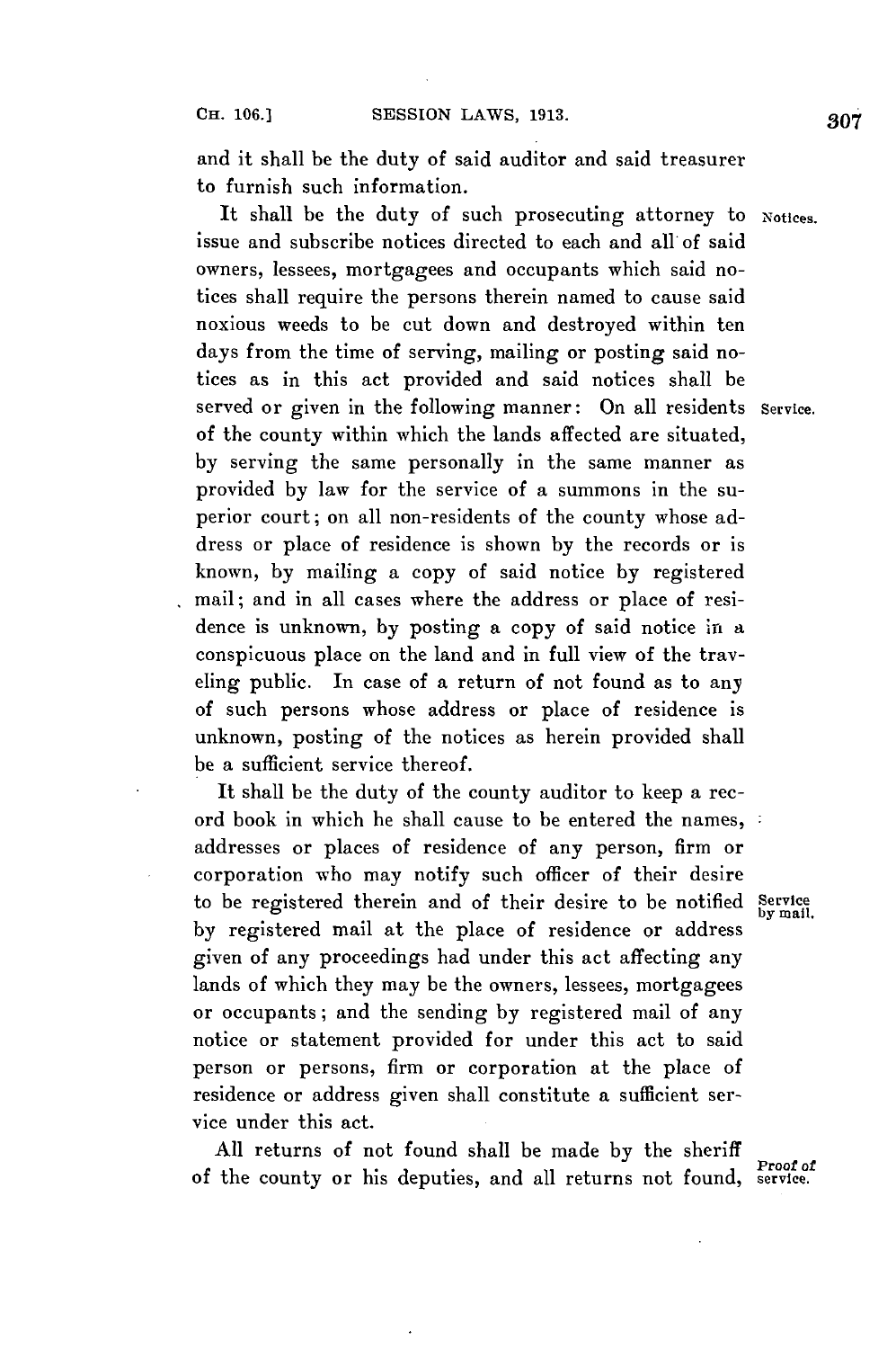and it shall be the duty of said auditor and said treasurer to furnish such information.

It shall be the duty of such prosecuting attorney to issue and subscribe notices directed to each and all of said owners, lessees, mortgagees and occupants which said notices shall require the persons therein named to cause said noxious weeds to be cut down and destroyed within ten days from the time of serving, mailing or posting said notices as in this act provided and said notices shall be served or given in the following manner: On all residents of the county within which the lands affected are situated, by serving the same personally in the same manner as provided by law for the service of a summons in the superior court; on all non-residents of the county whose address or place of residence is shown by the records or is known, by mailing a copy of said notice by registered mail; and in all cases where the address or place of residence is unknown, by posting a copy of said notice in a conspicuous place on the land and in full view of the traveling public. In case of a return of not found as to any of such persons whose address or place of residence is unknown, posting of the notices as herein provided shall be a sufficient service thereof.

*Notices.*

*Service.*

It shall be the duty of the county auditor to keep a record book in which he shall cause to be entered the names, addresses or places of residence of any person, firm or corporation who may notify such officer of their desire to be registered therein and of their desire to be notified by registered mail at the place of residence or address given of any proceedings had under this act affecting any lands of which they may be the owners, lessees, mortgagees or occupants; and the sending by registered mail of any notice or statement provided for under this act to said person or persons, firm or corporation at the place of residence or address given shall constitute a sufficient service under this act.

*Service by mail.*

All returns of not found shall be made by the sheriff of the county or his deputies, and all returns not found,

*Proof of service.*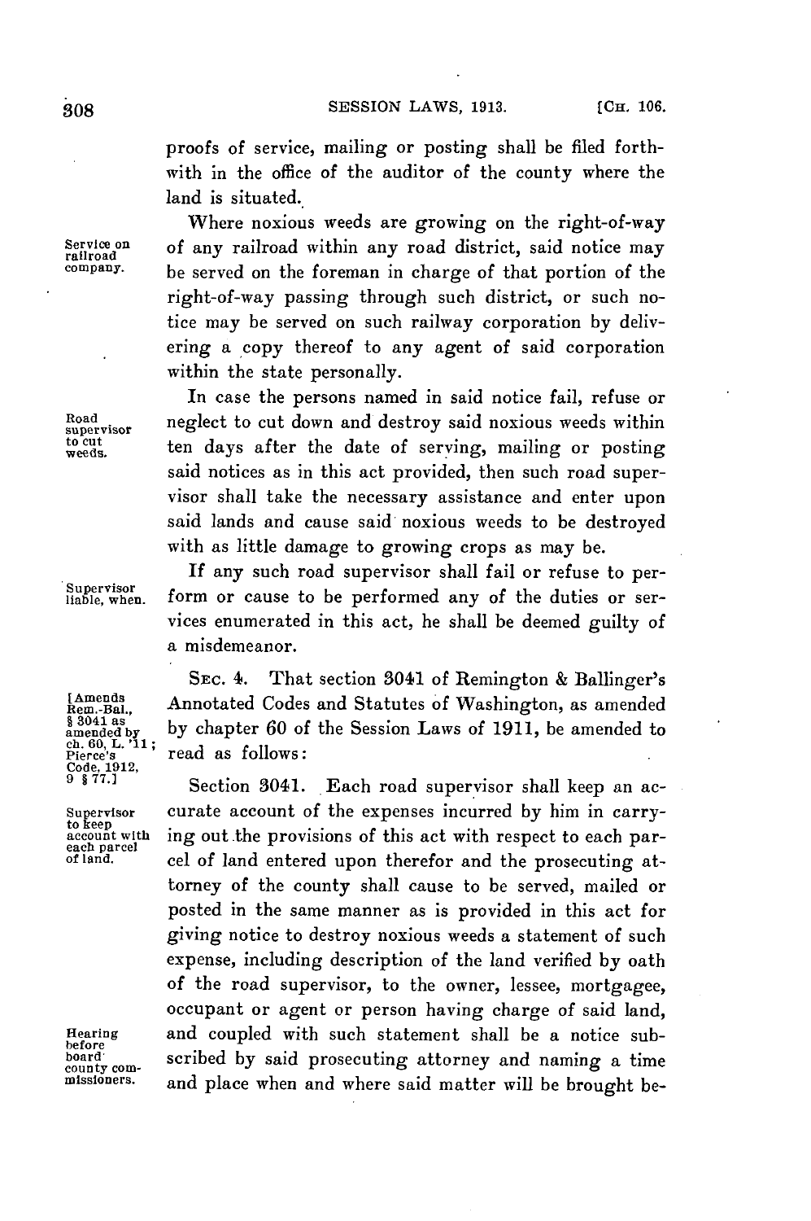proofs of service, mailing or posting shall be filed forthwith in the office of the auditor of the county where the land is situated.

Service on railroad company. Where noxious weeds are growing on the right-of-way of any railroad within any road district, said notice may be served on the foreman in charge of that portion of the right-of-way passing through such district, or such notice may be served on such railway corporation by delivering a copy thereof to any agent of said corporation within the state personally.

Road supervisor to cut weeds. In case the persons named in said notice fail, refuse or neglect to cut down and destroy said noxious weeds within ten days after the date of serving, mailing or posting said notices as in this act provided, then such road supervisor shall take the necessary assistance and enter upon said lands and cause said noxious weeds to be destroyed with as little damage to growing crops as may be.

Supervisor liable, when. If any such road supervisor shall fail or refuse to perform or cause to be performed any of the duties or services enumerated in this act, he shall be deemed guilty of a misdemeanor.

[Amends Rem.-Bal., § 3041 as amended by ch. 60, L. '11; Pierce's Code, 1912, 9 § 77.]

SEC. 4. That section 3041 of Remington & Ballinger's Annotated Codes and Statutes of Washington, as amended by chapter 60 of the Session Laws of 1911, be amended to read as follows:

Supervisor to keep account with each parcel of land. Section 3041. Each road supervisor shall keep an accurate account of the expenses incurred by him in carrying out the provisions of this act with respect to each parcel of land entered upon therefor and the prosecuting attorney of the county shall cause to be served, mailed or posted in the same manner as is provided in this act for giving notice to destroy noxious weeds a statement of such expense, including description of the land verified by oath of the road supervisor, to the owner, lessee, mortgagee, occupant or agent or person having charge of said land, and coupled with such statement shall be a notice subscribed by said prosecuting attorney and naming a time and place when and where said matter will be brought be-

Hearing before board county commissioners.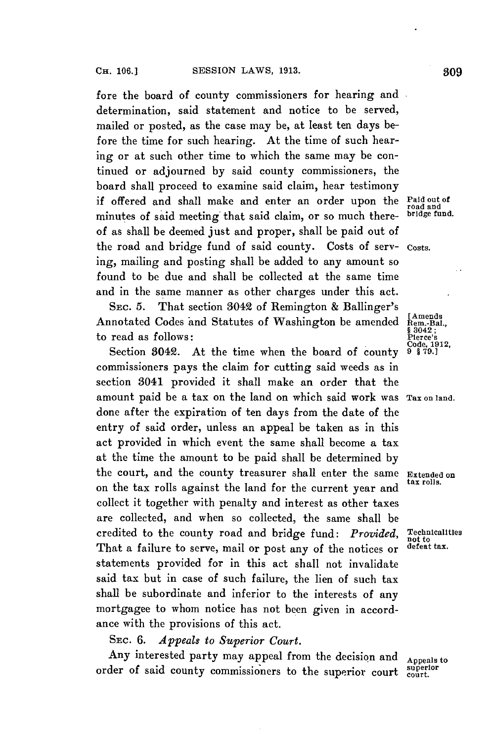fore the board of county commissioners for hearing and determination, said statement and notice to be served, mailed or posted, as the case may be, at least ten days before the time for such hearing. At the time of such hearing or at such other time to which the same may be continued or adjourned by said county commissioners, the board shall proceed to examine said claim, hear testimony if offered and shall make and enter an order upon the minutes of said meeting that said claim, or so much thereof as shall be deemed just and proper, shall be paid out of the road and bridge fund of said county. Costs of serving, mailing and posting shall be added to any amount so found to be due and shall be collected at the same time and in the same manner as other charges under this act.

Paid out of road and bridge fund.

Costs.

SEC. 5. That section 3042 of Remington & Ballinger's Annotated Codes and Statutes of Washington be amended to read as follows:

[Amends Rem.-Bal., § 3042; Pierce's Code, 1912, 9 § 79.]

Section 3042. At the time when the board of county commissioners pays the claim for cutting said weeds as in section 3041 provided it shall make an order that the amount paid be a tax on the land on which said work was done after the expiration of ten days from the date of the entry of said order, unless an appeal be taken as in this act provided in which event the same shall become a tax at the time the amount to be paid shall be determined by the court, and the county treasurer shall enter the same on the tax rolls against the land for the current year and collect it together with penalty and interest as other taxes are collected, and when so collected, the same shall be credited to the county road and bridge fund: *Provided*, That a failure to serve, mail or post any of the notices or statements provided for in this act shall not invalidate said tax but in case of such failure, the lien of such tax shall be subordinate and inferior to the interests of any mortgagee to whom notice has not been given in accordance with the provisions of this act.

Tax on land.

Extended on tax rolls.

Technicalities not to defeat tax.

SEC. 6. *Appeals to Superior Court.*

Any interested party may appeal from the decision and order of said county commissioners to the superior court

Appeals to superior court.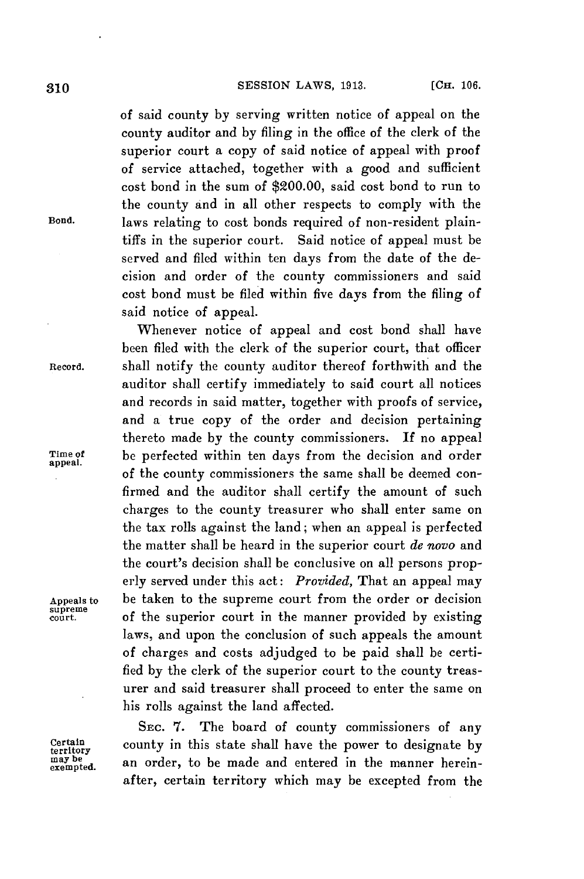of said county by serving written notice of appeal on the county auditor and by filing in the office of the clerk of the superior court a copy of said notice of appeal with proof of service attached, together with a good and sufficient cost bond in the sum of $200.00, said cost bond to run to the county and in all other respects to comply with the laws relating to cost bonds required of non-resident plaintiffs in the superior court. Said notice of appeal must be served and filed within ten days from the date of the decision and order of the county commissioners and said cost bond must be filed within five days from the filing of said notice of appeal.

Bond.

Whenever notice of appeal and cost bond shall have been filed with the clerk of the superior court, that officer shall notify the county auditor thereof forthwith and the auditor shall certify immediately to said court all notices and records in said matter, together with proofs of service, and a true copy of the order and decision pertaining thereto made by the county commissioners. If no appeal be perfected within ten days from the decision and order of the county commissioners the same shall be deemed confirmed and the auditor shall certify the amount of such charges to the county treasurer who shall enter same on the tax rolls against the land; when an appeal is perfected the matter shall be heard in the superior court *de novo* and the court's decision shall be conclusive on all persons properly served under this act: *Provided,* That an appeal may be taken to the supreme court from the order or decision of the superior court in the manner provided by existing laws, and upon the conclusion of such appeals the amount of charges and costs adjudged to be paid shall be certified by the clerk of the superior court to the county treasurer and said treasurer shall proceed to enter the same on his rolls against the land affected.

Record.

Time of appeal.

Appeals to supreme court.

SEC. 7. The board of county commissioners of any county in this state shall have the power to designate by an order, to be made and entered in the manner hereinafter, certain territory which may be excepted from the

Certain territory may be exempted.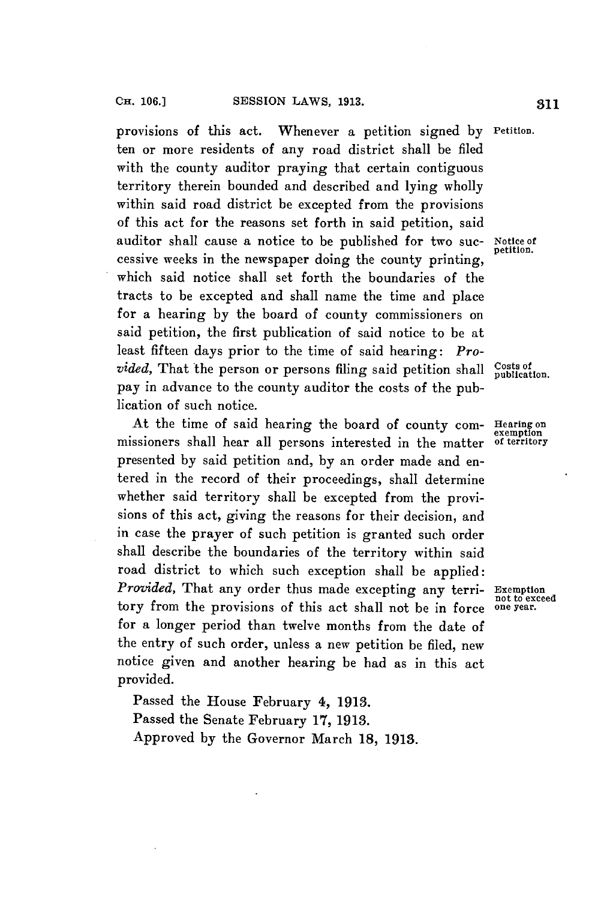provisions of this act. Whenever a petition signed by ten or more residents of any road district shall be filed with the county auditor praying that certain contiguous territory therein bounded and described and lying wholly within said road district be excepted from the provisions of this act for the reasons set forth in said petition, said auditor shall cause a notice to be published for two successive weeks in the newspaper doing the county printing, which said notice shall set forth the boundaries of the tracts to be excepted and shall name the time and place for a hearing by the board of county commissioners on said petition, the first publication of said notice to be at least fifteen days prior to the time of said hearing: *Provided*, That the person or persons filing said petition shall pay in advance to the county auditor the costs of the publication of such notice.

Petition.

Notice of petition.

Costs of publication.

At the time of said hearing the board of county commissioners shall hear all persons interested in the matter presented by said petition and, by an order made and entered in the record of their proceedings, shall determine whether said territory shall be excepted from the provisions of this act, giving the reasons for their decision, and in case the prayer of such petition is granted such order shall describe the boundaries of the territory within said road district to which such exception shall be applied: *Provided*, That any order thus made excepting any territory from the provisions of this act shall not be in force for a longer period than twelve months from the date of the entry of such order, unless a new petition be filed, new notice given and another hearing be had as in this act provided.

Hearing on exemption of territory

Exemption not to exceed one year.

Passed the House February 4, 1913.

Passed the Senate February 17, 1913.

Approved by the Governor March 18, 1913.